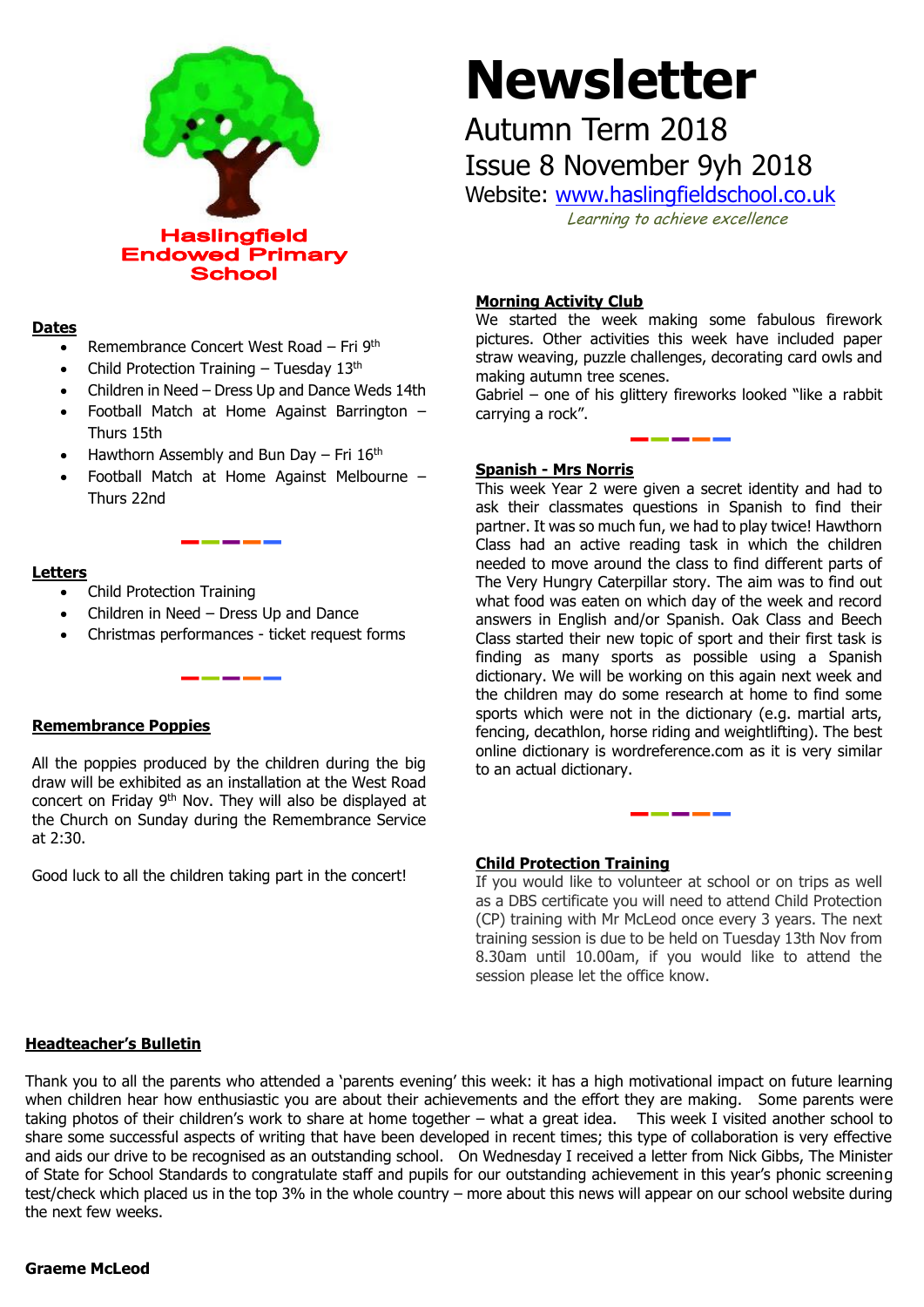Haslingfield Endowed Primary School

# Newsletter

Autumn Term 2018

Issue 8 November 9yh 2018

Website: www.haslingfieldschool.co.uk

*Learning to achieve excellence*

## Dates

- Remembrance Concert West Road – Fri 9th
- Child Protection Training – Tuesday 13th
- Children in Need – Dress Up and Dance Weds 14th
- Football Match at Home Against Barrington – Thurs 15th
- Hawthorn Assembly and Bun Day – Fri 16th
- Football Match at Home Against Melbourne – Thurs 22nd

## Letters

- Child Protection Training
- Children in Need – Dress Up and Dance
- Christmas performances - ticket request forms

## Remembrance Poppies

All the poppies produced by the children during the big draw will be exhibited as an installation at the West Road concert on Friday 9th Nov. They will also be displayed at the Church on Sunday during the Remembrance Service at 2:30.

Good luck to all the children taking part in the concert!

## Morning Activity Club

We started the week making some fabulous firework pictures. Other activities this week have included paper straw weaving, puzzle challenges, decorating card owls and making autumn tree scenes.
Gabriel – one of his glittery fireworks looked "like a rabbit carrying a rock".

## Spanish - Mrs Norris

This week Year 2 were given a secret identity and had to ask their classmates questions in Spanish to find their partner. It was so much fun, we had to play twice! Hawthorn Class had an active reading task in which the children needed to move around the class to find different parts of The Very Hungry Caterpillar story. The aim was to find out what food was eaten on which day of the week and record answers in English and/or Spanish. Oak Class and Beech Class started their new topic of sport and their first task is finding as many sports as possible using a Spanish dictionary. We will be working on this again next week and the children may do some research at home to find some sports which were not in the dictionary (e.g. martial arts, fencing, decathlon, horse riding and weightlifting). The best online dictionary is wordreference.com as it is very similar to an actual dictionary.

## Child Protection Training

If you would like to volunteer at school or on trips as well as a DBS certificate you will need to attend Child Protection (CP) training with Mr McLeod once every 3 years. The next training session is due to be held on Tuesday 13th Nov from 8.30am until 10.00am, if you would like to attend the session please let the office know.

## Headteacher's Bulletin

Thank you to all the parents who attended a 'parents evening' this week: it has a high motivational impact on future learning when children hear how enthusiastic you are about their achievements and the effort they are making. Some parents were taking photos of their children's work to share at home together – what a great idea. This week I visited another school to share some successful aspects of writing that have been developed in recent times; this type of collaboration is very effective and aids our drive to be recognised as an outstanding school. On Wednesday I received a letter from Nick Gibbs, The Minister of State for School Standards to congratulate staff and pupils for our outstanding achievement in this year's phonic screening test/check which placed us in the top 3% in the whole country – more about this news will appear on our school website during the next few weeks.

**Graeme McLeod**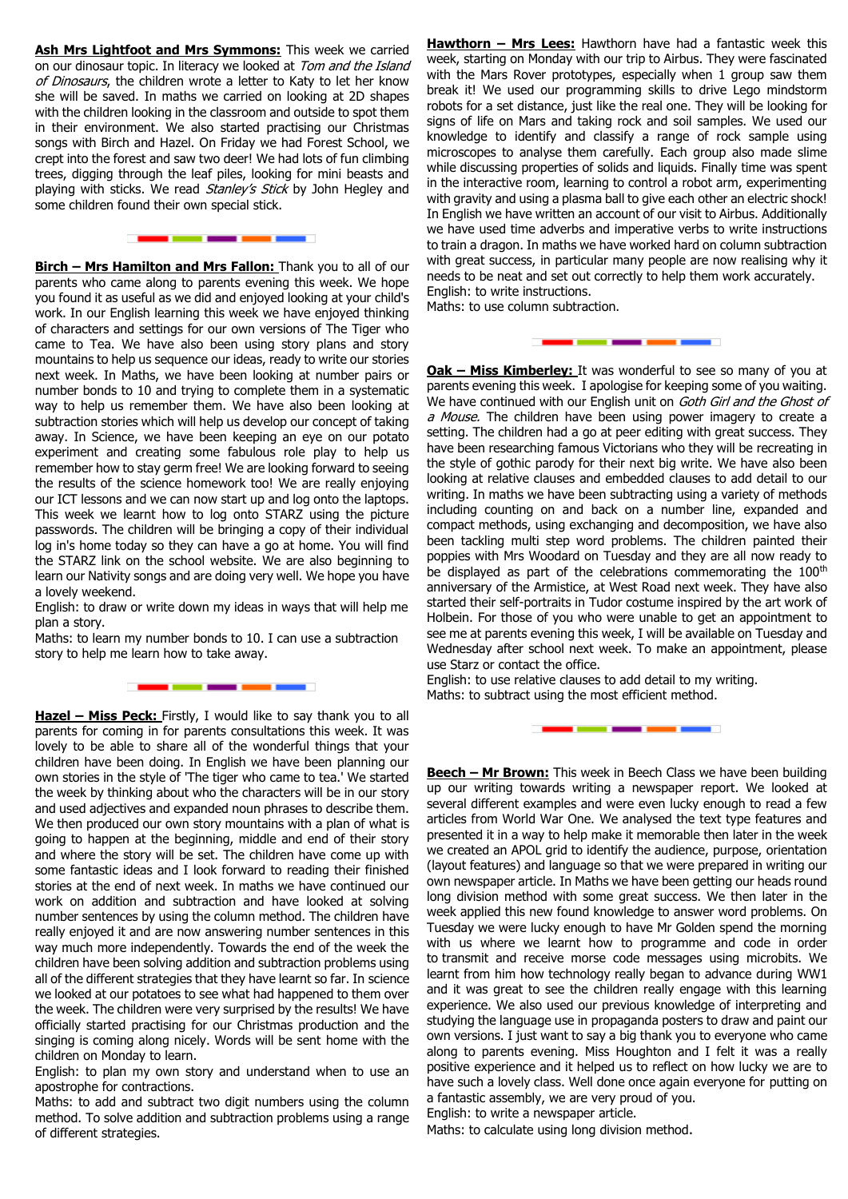**Ash Mrs Lightfoot and Mrs Symmons:** This week we carried on our dinosaur topic. In literacy we looked at *Tom and the Island of Dinosaurs*, the children wrote a letter to Katy to let her know she will be saved. In maths we carried on looking at 2D shapes with the children looking in the classroom and outside to spot them in their environment. We also started practising our Christmas songs with Birch and Hazel. On Friday we had Forest School, we crept into the forest and saw two deer! We had lots of fun climbing trees, digging through the leaf piles, looking for mini beasts and playing with sticks. We read *Stanley's Stick* by John Hegley and some children found their own special stick.

**Birch – Mrs Hamilton and Mrs Fallon:** Thank you to all of our parents who came along to parents evening this week. We hope you found it as useful as we did and enjoyed looking at your child's work. In our English learning this week we have enjoyed thinking of characters and settings for our own versions of The Tiger who came to Tea. We have also been using story plans and story mountains to help us sequence our ideas, ready to write our stories next week. In Maths, we have been looking at number pairs or number bonds to 10 and trying to complete them in a systematic way to help us remember them. We have also been looking at subtraction stories which will help us develop our concept of taking away. In Science, we have been keeping an eye on our potato experiment and creating some fabulous role play to help us remember how to stay germ free! We are looking forward to seeing the results of the science homework too! We are really enjoying our ICT lessons and we can now start up and log onto the laptops. This week we learnt how to log onto STARZ using the picture passwords. The children will be bringing a copy of their individual log in's home today so they can have a go at home. You will find the STARZ link on the school website. We are also beginning to learn our Nativity songs and are doing very well. We hope you have a lovely weekend.

English: to draw or write down my ideas in ways that will help me plan a story.

Maths: to learn my number bonds to 10. I can use a subtraction story to help me learn how to take away.

**Hazel – Miss Peck:** Firstly, I would like to say thank you to all parents for coming in for parents consultations this week. It was lovely to be able to share all of the wonderful things that your children have been doing. In English we have been planning our own stories in the style of 'The tiger who came to tea.' We started the week by thinking about who the characters will be in our story and used adjectives and expanded noun phrases to describe them. We then produced our own story mountains with a plan of what is going to happen at the beginning, middle and end of their story and where the story will be set. The children have come up with some fantastic ideas and I look forward to reading their finished stories at the end of next week. In maths we have continued our work on addition and subtraction and have looked at solving number sentences by using the column method. The children have really enjoyed it and are now answering number sentences in this way much more independently. Towards the end of the week the children have been solving addition and subtraction problems using all of the different strategies that they have learnt so far. In science we looked at our potatoes to see what had happened to them over the week. The children were very surprised by the results! We have officially started practising for our Christmas production and the singing is coming along nicely. Words will be sent home with the children on Monday to learn.

English: to plan my own story and understand when to use an apostrophe for contractions.

Maths: to add and subtract two digit numbers using the column method. To solve addition and subtraction problems using a range of different strategies.

**Hawthorn – Mrs Lees:** Hawthorn have had a fantastic week this week, starting on Monday with our trip to Airbus. They were fascinated with the Mars Rover prototypes, especially when 1 group saw them break it! We used our programming skills to drive Lego mindstorm robots for a set distance, just like the real one. They will be looking for signs of life on Mars and taking rock and soil samples. We used our knowledge to identify and classify a range of rock sample using microscopes to analyse them carefully. Each group also made slime while discussing properties of solids and liquids. Finally time was spent in the interactive room, learning to control a robot arm, experimenting with gravity and using a plasma ball to give each other an electric shock! In English we have written an account of our visit to Airbus. Additionally we have used time adverbs and imperative verbs to write instructions to train a dragon. In maths we have worked hard on column subtraction with great success, in particular many people are now realising why it needs to be neat and set out correctly to help them work accurately.

English: to write instructions.

Maths: to use column subtraction.

**Oak – Miss Kimberley:** It was wonderful to see so many of you at parents evening this week. I apologise for keeping some of you waiting. We have continued with our English unit on *Goth Girl and the Ghost of a Mouse.* The children have been using power imagery to create a setting. The children had a go at peer editing with great success. They have been researching famous Victorians who they will be recreating in the style of gothic parody for their next big write. We have also been looking at relative clauses and embedded clauses to add detail to our writing. In maths we have been subtracting using a variety of methods including counting on and back on a number line, expanded and compact methods, using exchanging and decomposition, we have also been tackling multi step word problems. The children painted their poppies with Mrs Woodard on Tuesday and they are all now ready to be displayed as part of the celebrations commemorating the 100th anniversary of the Armistice, at West Road next week. They have also started their self-portraits in Tudor costume inspired by the art work of Holbein. For those of you who were unable to get an appointment to see me at parents evening this week, I will be available on Tuesday and Wednesday after school next week. To make an appointment, please use Starz or contact the office.

English: to use relative clauses to add detail to my writing.

Maths: to subtract using the most efficient method.

**Beech – Mr Brown:** This week in Beech Class we have been building up our writing towards writing a newspaper report. We looked at several different examples and were even lucky enough to read a few articles from World War One. We analysed the text type features and presented it in a way to help make it memorable then later in the week we created an APOL grid to identify the audience, purpose, orientation (layout features) and language so that we were prepared in writing our own newspaper article. In Maths we have been getting our heads round long division method with some great success. We then later in the week applied this new found knowledge to answer word problems. On Tuesday we were lucky enough to have Mr Golden spend the morning with us where we learnt how to programme and code in order to transmit and receive morse code messages using microbits. We learnt from him how technology really began to advance during WW1 and it was great to see the children really engage with this learning experience. We also used our previous knowledge of interpreting and studying the language use in propaganda posters to draw and paint our own versions. I just want to say a big thank you to everyone who came along to parents evening. Miss Houghton and I felt it was a really positive experience and it helped us to reflect on how lucky we are to have such a lovely class. Well done once again everyone for putting on a fantastic assembly, we are very proud of you.

English: to write a newspaper article.

Maths: to calculate using long division method.